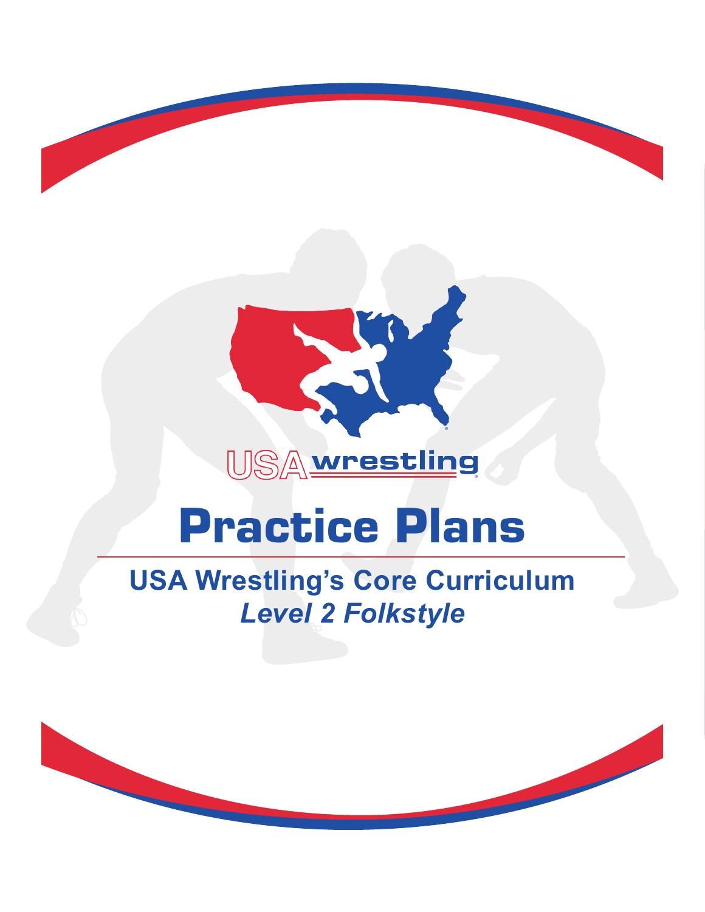USA wrestling

# Practice Plans

## USA Wrestling's Core Curriculum
### *Level 2 Folkstyle*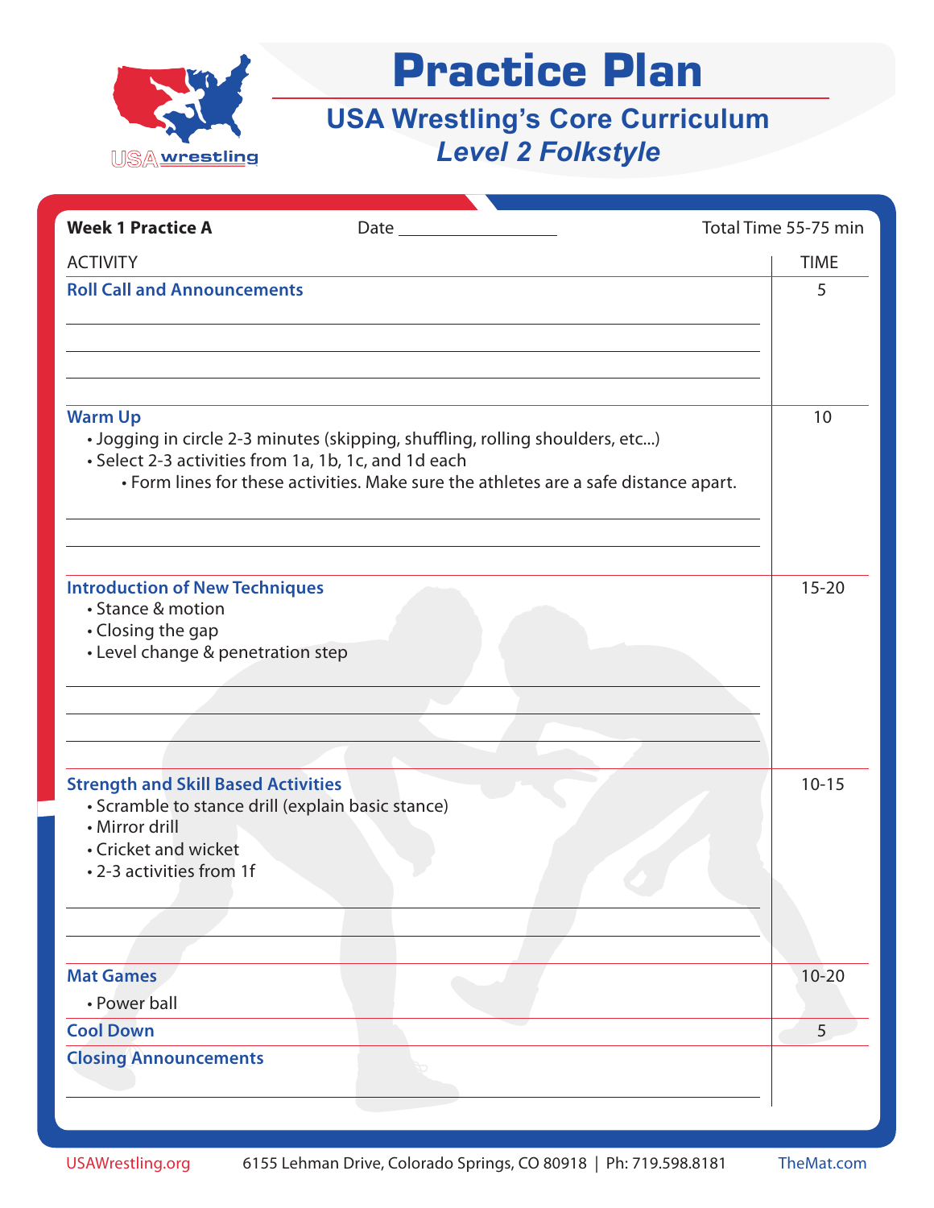# Practice Plan

## USA Wrestling's Core Curriculum

### *Level 2 Folkstyle*

**Week 1 Practice A** Date ____________ Total Time 55-75 min

| ACTIVITY | TIME |
|---|---|
| **Roll Call and Announcements** | 5 |
| **Warm Up**<br>• Jogging in circle 2-3 minutes (skipping, shuffling, rolling shoulders, etc...)<br>• Select 2-3 activities from 1a, 1b, 1c, and 1d each<br>  • Form lines for these activities. Make sure the athletes are a safe distance apart. | 10 |
| **Introduction of New Techniques**<br>• Stance & motion<br>• Closing the gap<br>• Level change & penetration step | 15-20 |
| **Strength and Skill Based Activities**<br>• Scramble to stance drill (explain basic stance)<br>• Mirror drill<br>• Cricket and wicket<br>• 2-3 activities from 1f | 10-15 |
| **Mat Games**<br>• Power ball | 10-20 |
| **Cool Down** | 5 |
| **Closing Announcements** | |

USAWrestling.org 6155 Lehman Drive, Colorado Springs, CO 80918 | Ph: 719.598.8181 TheMat.com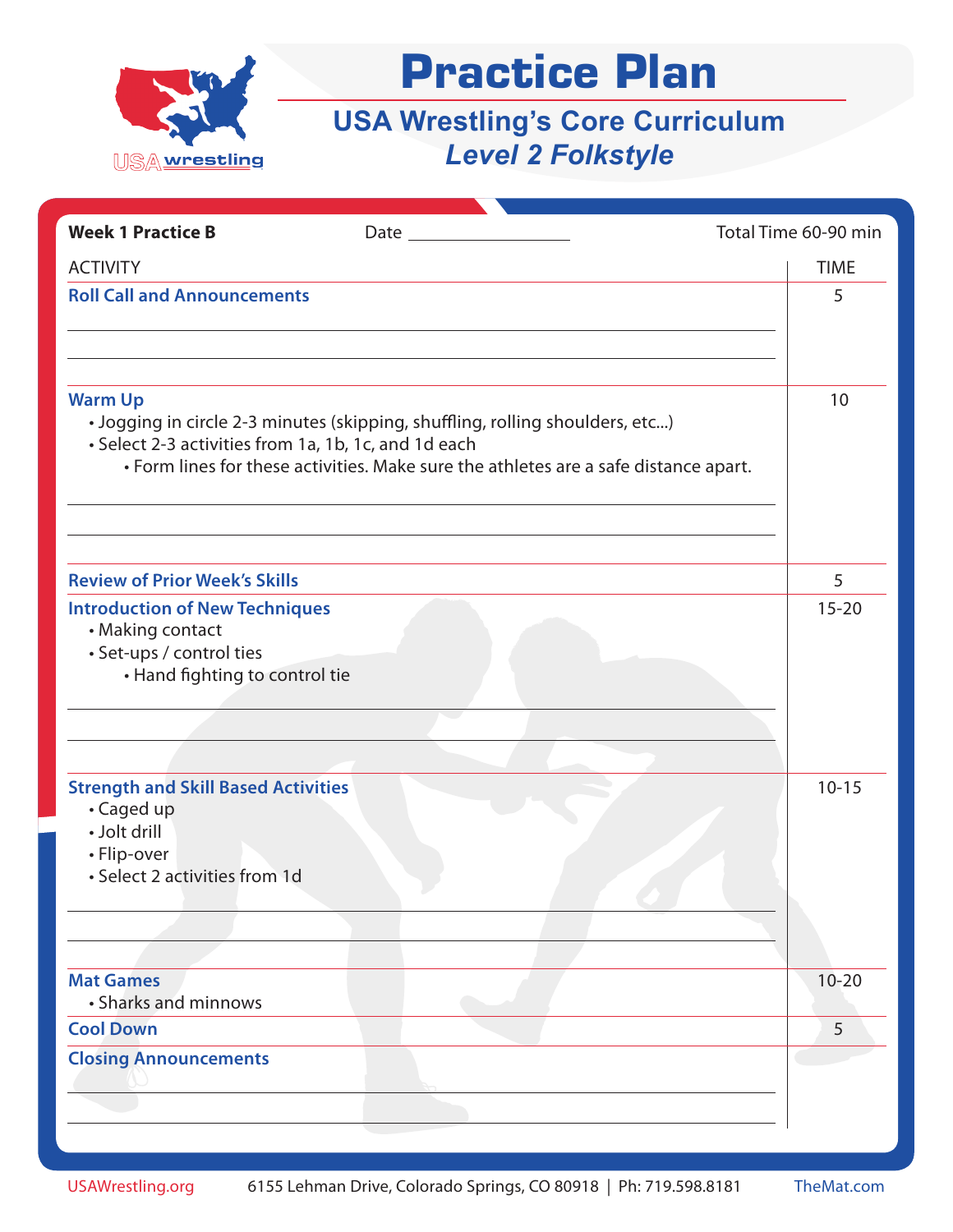# Practice Plan

## USA Wrestling's Core Curriculum

### *Level 2 Folkstyle*

**Week 1 Practice B** Date ____________ Total Time 60-90 min

| ACTIVITY | TIME |
|---|---|
| **Roll Call and Announcements** | 5 |
| **Warm Up**<br>• Jogging in circle 2-3 minutes (skipping, shuffling, rolling shoulders, etc...)<br>• Select 2-3 activities from 1a, 1b, 1c, and 1d each<br>  • Form lines for these activities. Make sure the athletes are a safe distance apart. | 10 |
| **Review of Prior Week's Skills** | 5 |
| **Introduction of New Techniques**<br>• Making contact<br>• Set-ups / control ties<br>  • Hand fighting to control tie | 15-20 |
| **Strength and Skill Based Activities**<br>• Caged up<br>• Jolt drill<br>• Flip-over<br>• Select 2 activities from 1d | 10-15 |
| **Mat Games**<br>• Sharks and minnows | 10-20 |
| **Cool Down** | 5 |
| **Closing Announcements** | |

USAWrestling.org 6155 Lehman Drive, Colorado Springs, CO 80918 | Ph: 719.598.8181 TheMat.com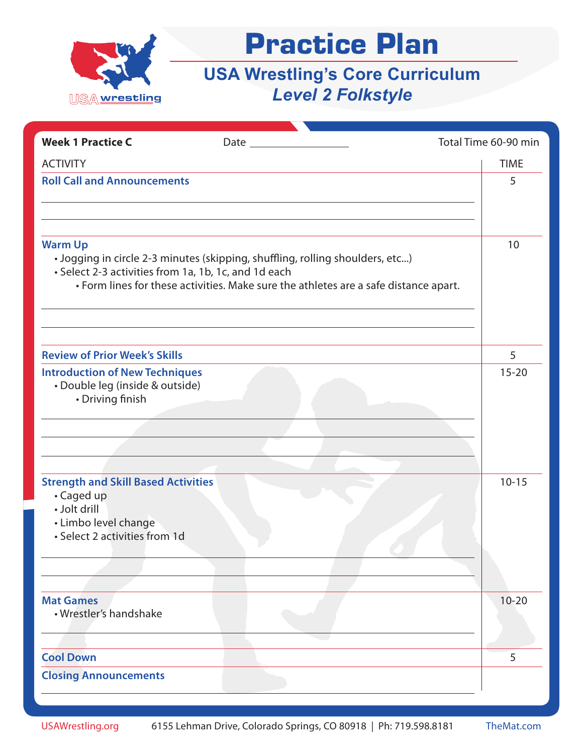# Practice Plan

## USA Wrestling's Core Curriculum
## *Level 2 Folkstyle*

**Week 1 Practice C** Date ________________ Total Time 60-90 min

| ACTIVITY | TIME |
|---|---|
| **Roll Call and Announcements** | 5 |
| **Warm Up**<br>• Jogging in circle 2-3 minutes (skipping, shuffling, rolling shoulders, etc...)<br>• Select 2-3 activities from 1a, 1b, 1c, and 1d each<br>  • Form lines for these activities. Make sure the athletes are a safe distance apart. | 10 |
| **Review of Prior Week's Skills** | 5 |
| **Introduction of New Techniques**<br>• Double leg (inside & outside)<br>  • Driving finish | 15-20 |
| **Strength and Skill Based Activities**<br>• Caged up<br>• Jolt drill<br>• Limbo level change<br>• Select 2 activities from 1d | 10-15 |
| **Mat Games**<br>• Wrestler's handshake | 10-20 |
| **Cool Down** | 5 |
| **Closing Announcements** | |

USAWrestling.org 6155 Lehman Drive, Colorado Springs, CO 80918 | Ph: 719.598.8181 TheMat.com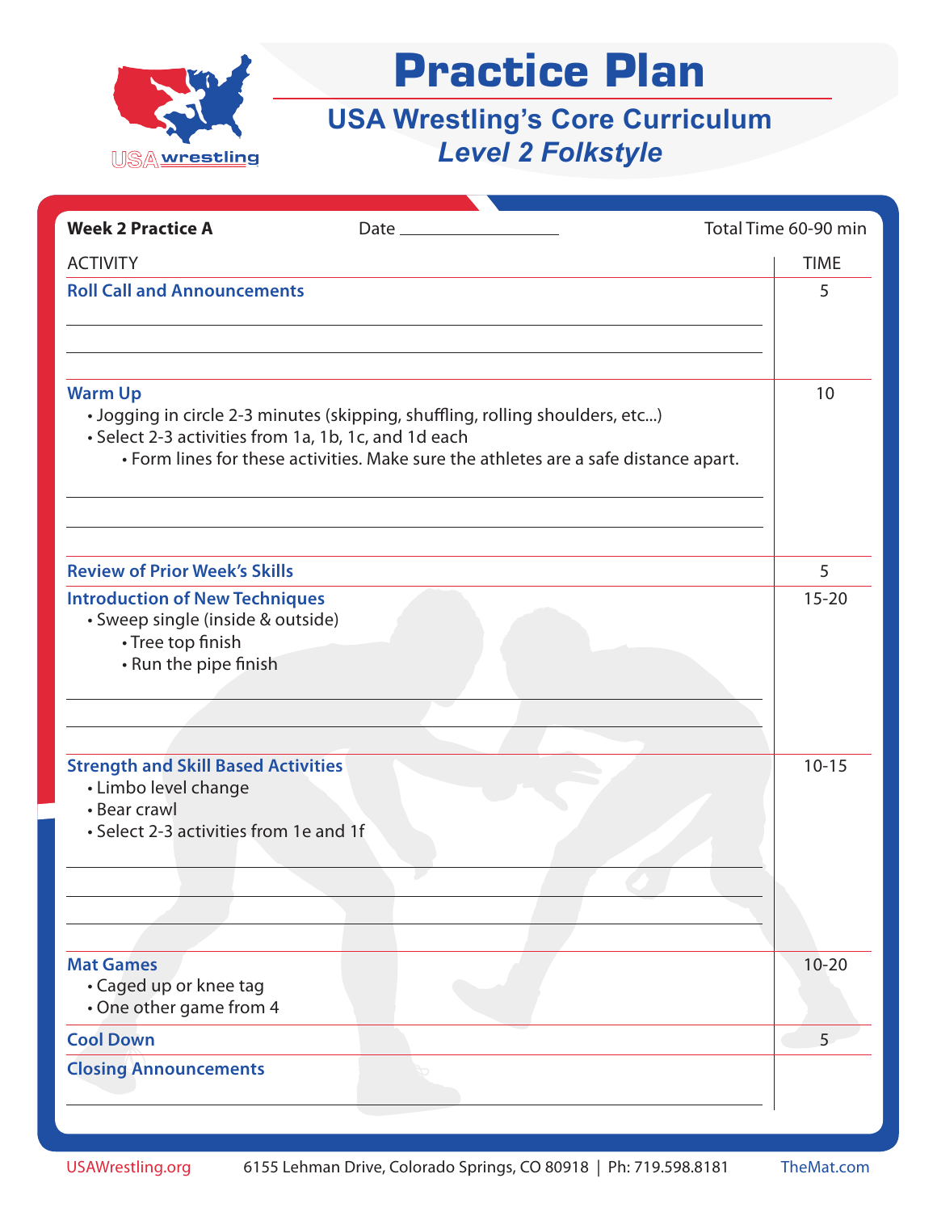# Practice Plan

## USA Wrestling's Core Curriculum
### *Level 2 Folkstyle*

**Week 2 Practice A** Date ____________ Total Time 60-90 min

| ACTIVITY | TIME |
|---|---|
| **Roll Call and Announcements** | 5 |
| **Warm Up**<br>• Jogging in circle 2-3 minutes (skipping, shuffling, rolling shoulders, etc...)<br>• Select 2-3 activities from 1a, 1b, 1c, and 1d each<br>  • Form lines for these activities. Make sure the athletes are a safe distance apart. | 10 |
| **Review of Prior Week's Skills** | 5 |
| **Introduction of New Techniques**<br>• Sweep single (inside & outside)<br>  • Tree top finish<br>  • Run the pipe finish | 15-20 |
| **Strength and Skill Based Activities**<br>• Limbo level change<br>• Bear crawl<br>• Select 2-3 activities from 1e and 1f | 10-15 |
| **Mat Games**<br>• Caged up or knee tag<br>• One other game from 4 | 10-20 |
| **Cool Down** | 5 |
| **Closing Announcements** | |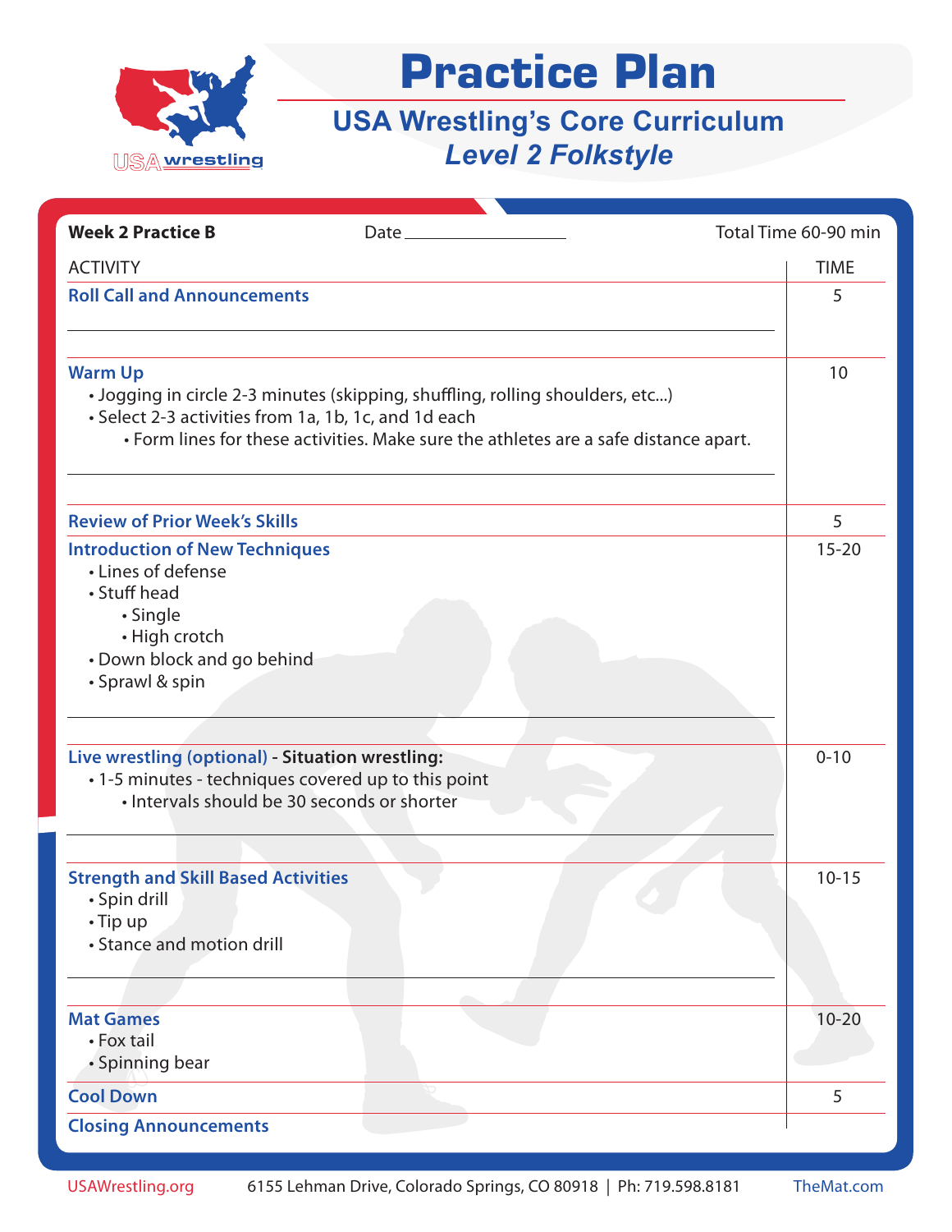# Practice Plan

## USA Wrestling's Core Curriculum

## *Level 2 Folkstyle*

**Week 2 Practice B** Date ____________ Total Time 60-90 min

| ACTIVITY | TIME |
|---|---|
| **Roll Call and Announcements** | 5 |
| **Warm Up**<br>• Jogging in circle 2-3 minutes (skipping, shuffling, rolling shoulders, etc...)<br>• Select 2-3 activities from 1a, 1b, 1c, and 1d each<br>    • Form lines for these activities. Make sure the athletes are a safe distance apart. | 10 |
| **Review of Prior Week's Skills** | 5 |
| **Introduction of New Techniques**<br>• Lines of defense<br>• Stuff head<br>    • Single<br>    • High crotch<br>• Down block and go behind<br>• Sprawl & spin | 15-20 |
| **Live wrestling (optional) - Situation wrestling:**<br>• 1-5 minutes - techniques covered up to this point<br>    • Intervals should be 30 seconds or shorter | 0-10 |
| **Strength and Skill Based Activities**<br>• Spin drill<br>• Tip up<br>• Stance and motion drill | 10-15 |
| **Mat Games**<br>• Fox tail<br>• Spinning bear | 10-20 |
| **Cool Down** | 5 |
| **Closing Announcements** | |

USAWrestling.org 6155 Lehman Drive, Colorado Springs, CO 80918 | Ph: 719.598.8181 TheMat.com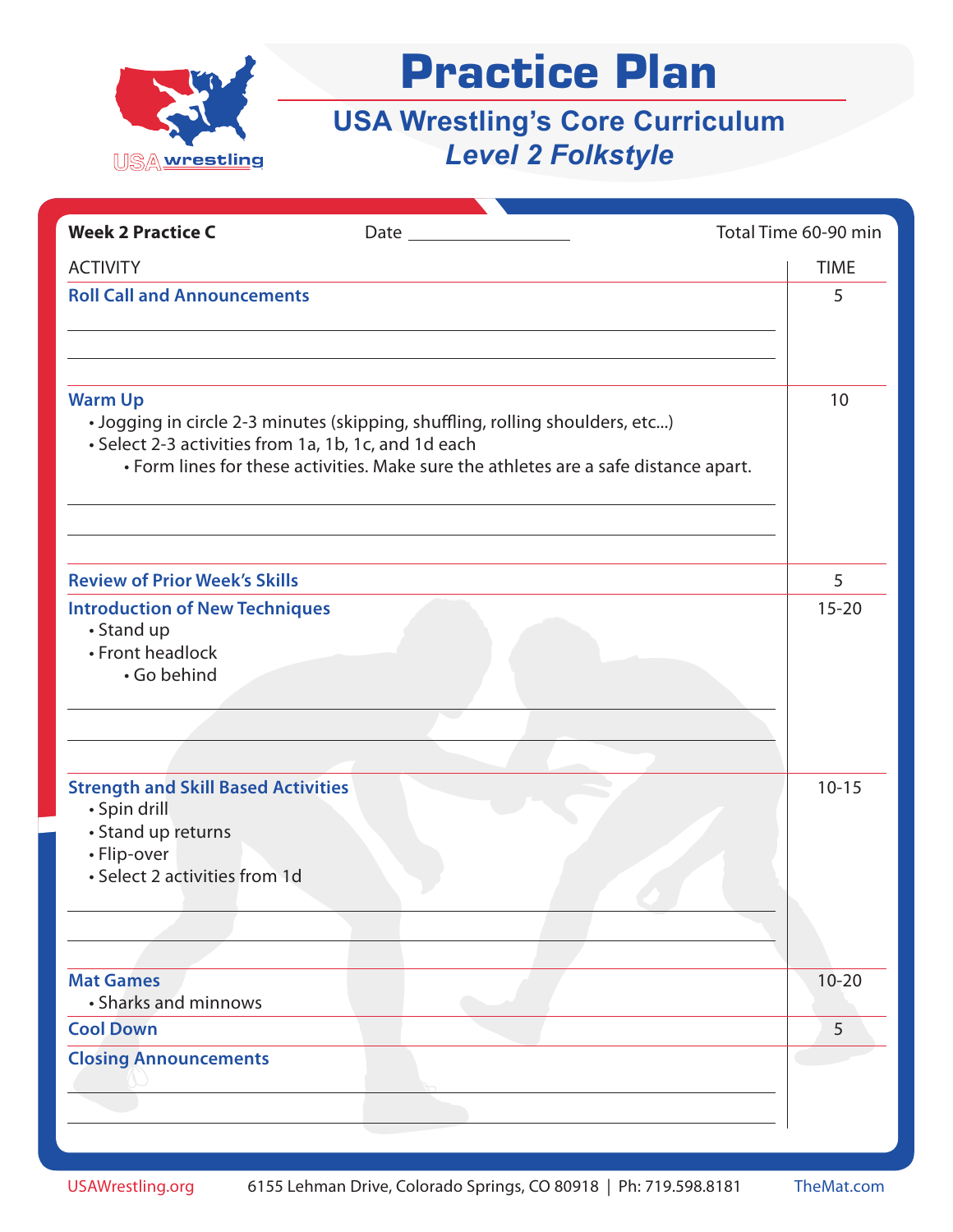# Practice Plan

## USA Wrestling's Core Curriculum
## *Level 2 Folkstyle*

**Week 2 Practice C** Date ________________ Total Time 60-90 min

| ACTIVITY | TIME |
|---|---|
| **Roll Call and Announcements** | 5 |
| **Warm Up**<br>• Jogging in circle 2-3 minutes (skipping, shuffling, rolling shoulders, etc...)<br>• Select 2-3 activities from 1a, 1b, 1c, and 1d each<br>  • Form lines for these activities. Make sure the athletes are a safe distance apart. | 10 |
| **Review of Prior Week's Skills** | 5 |
| **Introduction of New Techniques**<br>• Stand up<br>• Front headlock<br>  • Go behind | 15-20 |
| **Strength and Skill Based Activities**<br>• Spin drill<br>• Stand up returns<br>• Flip-over<br>• Select 2 activities from 1d | 10-15 |
| **Mat Games**<br>• Sharks and minnows | 10-20 |
| **Cool Down** | 5 |
| **Closing Announcements** | |

USAWrestling.org 6155 Lehman Drive, Colorado Springs, CO 80918 | Ph: 719.598.8181 TheMat.com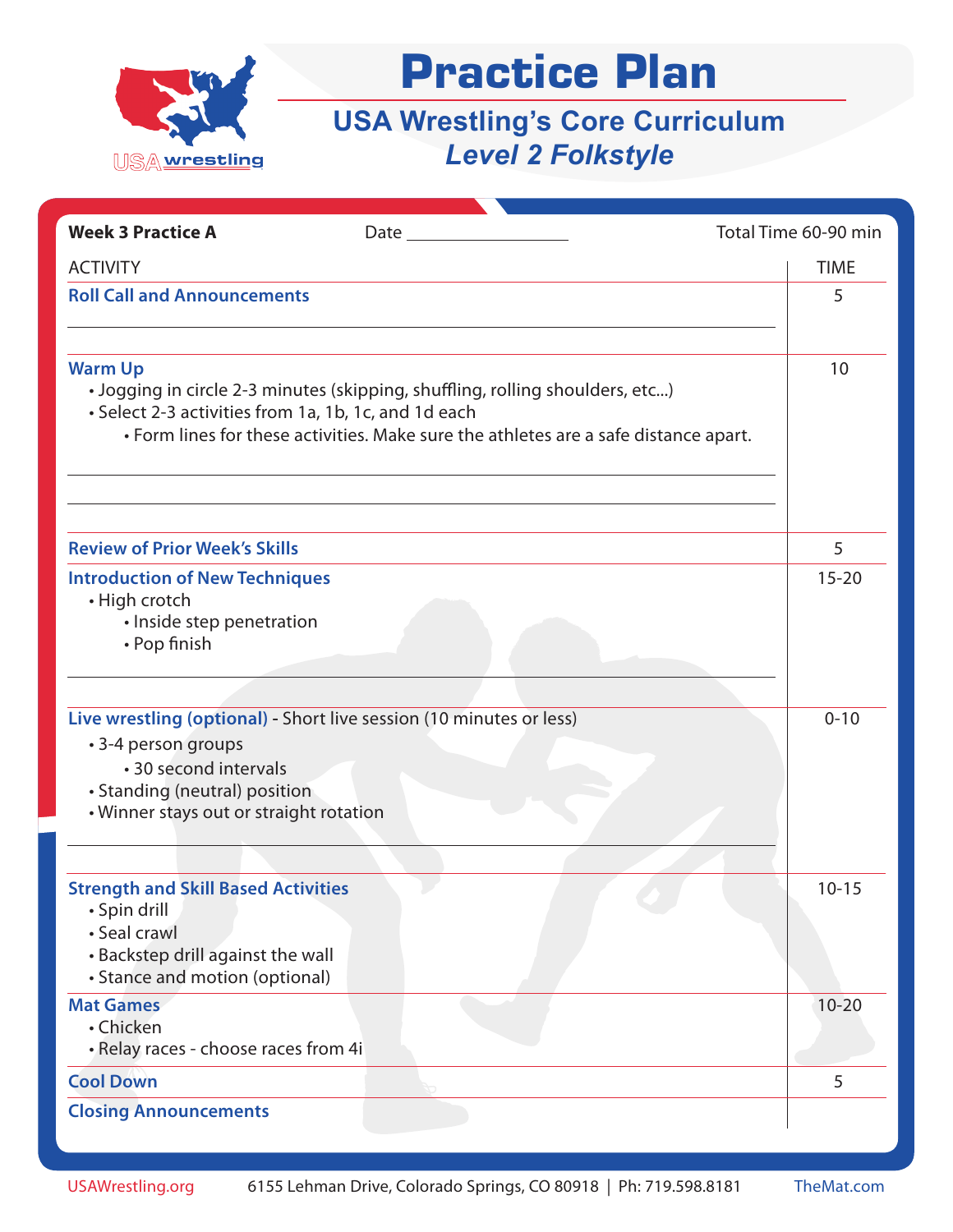# Practice Plan

## USA Wrestling's Core Curriculum
## *Level 2 Folkstyle*

**Week 3 Practice A** Date __________________ Total Time 60-90 min

| ACTIVITY | TIME |
|---|---|
| **Roll Call and Announcements** | 5 |
| **Warm Up**<br>• Jogging in circle 2-3 minutes (skipping, shuffling, rolling shoulders, etc...)<br>• Select 2-3 activities from 1a, 1b, 1c, and 1d each<br>  • Form lines for these activities. Make sure the athletes are a safe distance apart. | 10 |
| **Review of Prior Week's Skills** | 5 |
| **Introduction of New Techniques**<br>• High crotch<br>  • Inside step penetration<br>  • Pop finish | 15-20 |
| **Live wrestling (optional)** - Short live session (10 minutes or less)<br>• 3-4 person groups<br>  • 30 second intervals<br>• Standing (neutral) position<br>• Winner stays out or straight rotation | 0-10 |
| **Strength and Skill Based Activities**<br>• Spin drill<br>• Seal crawl<br>• Backstep drill against the wall<br>• Stance and motion (optional) | 10-15 |
| **Mat Games**<br>• Chicken<br>• Relay races - choose races from 4i | 10-20 |
| **Cool Down** | 5 |
| **Closing Announcements** | |

USAWrestling.org 6155 Lehman Drive, Colorado Springs, CO 80918 | Ph: 719.598.8181 TheMat.com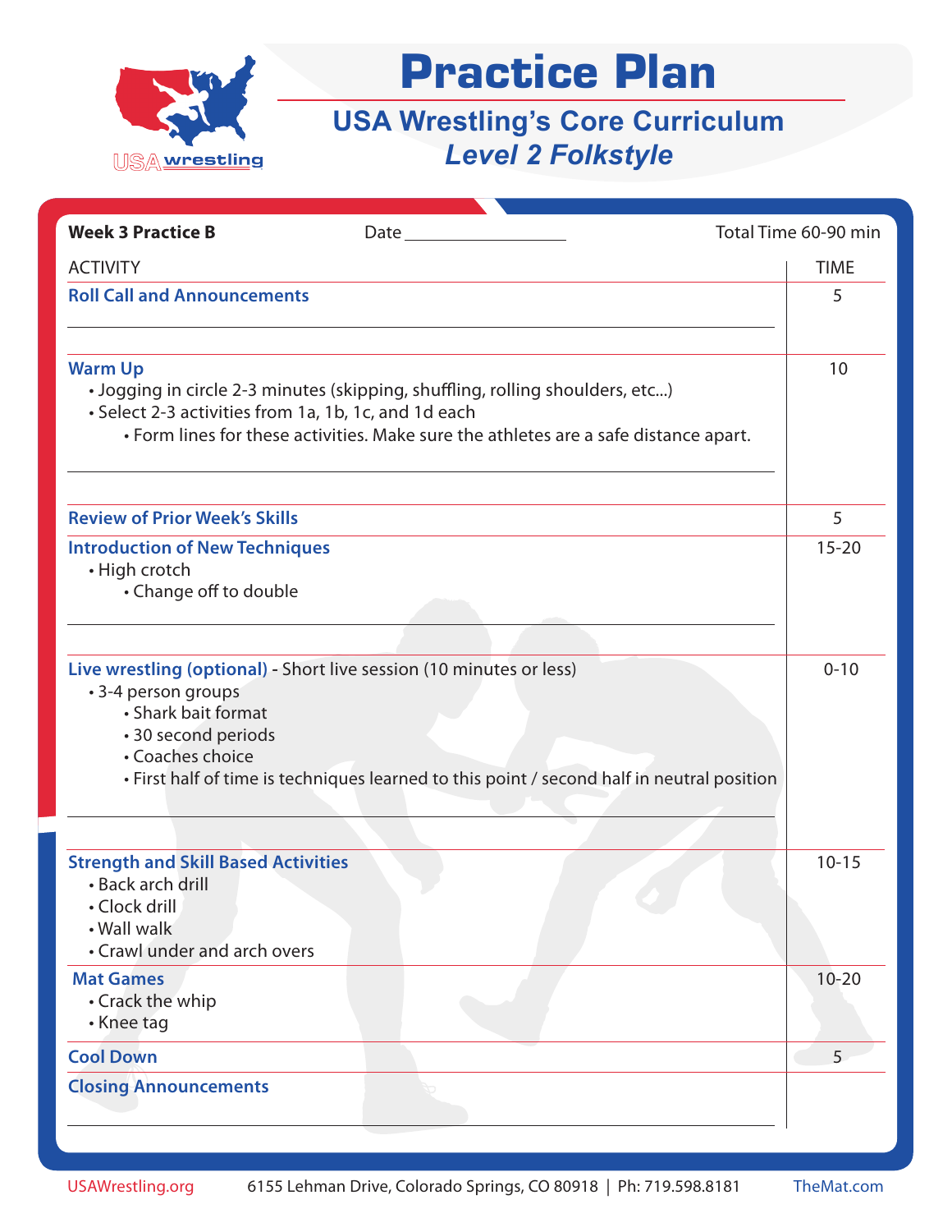# Practice Plan

## USA Wrestling's Core Curriculum
### *Level 2 Folkstyle*

**Week 3 Practice B** Date ________________ Total Time 60-90 min

| ACTIVITY | TIME |
|---|---|
| **Roll Call and Announcements** | 5 |
| **Warm Up**<br>• Jogging in circle 2-3 minutes (skipping, shuffling, rolling shoulders, etc...)<br>• Select 2-3 activities from 1a, 1b, 1c, and 1d each<br>    • Form lines for these activities. Make sure the athletes are a safe distance apart. | 10 |
| **Review of Prior Week's Skills** | 5 |
| **Introduction of New Techniques**<br>• High crotch<br>    • Change off to double | 15-20 |
| **Live wrestling (optional)** - Short live session (10 minutes or less)<br>• 3-4 person groups<br>    • Shark bait format<br>    • 30 second periods<br>    • Coaches choice<br>    • First half of time is techniques learned to this point / second half in neutral position | 0-10 |
| **Strength and Skill Based Activities**<br>• Back arch drill<br>• Clock drill<br>• Wall walk<br>• Crawl under and arch overs | 10-15 |
| **Mat Games**<br>• Crack the whip<br>• Knee tag | 10-20 |
| **Cool Down** | 5 |
| **Closing Announcements** | |

USAWrestling.org 6155 Lehman Drive, Colorado Springs, CO 80918 | Ph: 719.598.8181 TheMat.com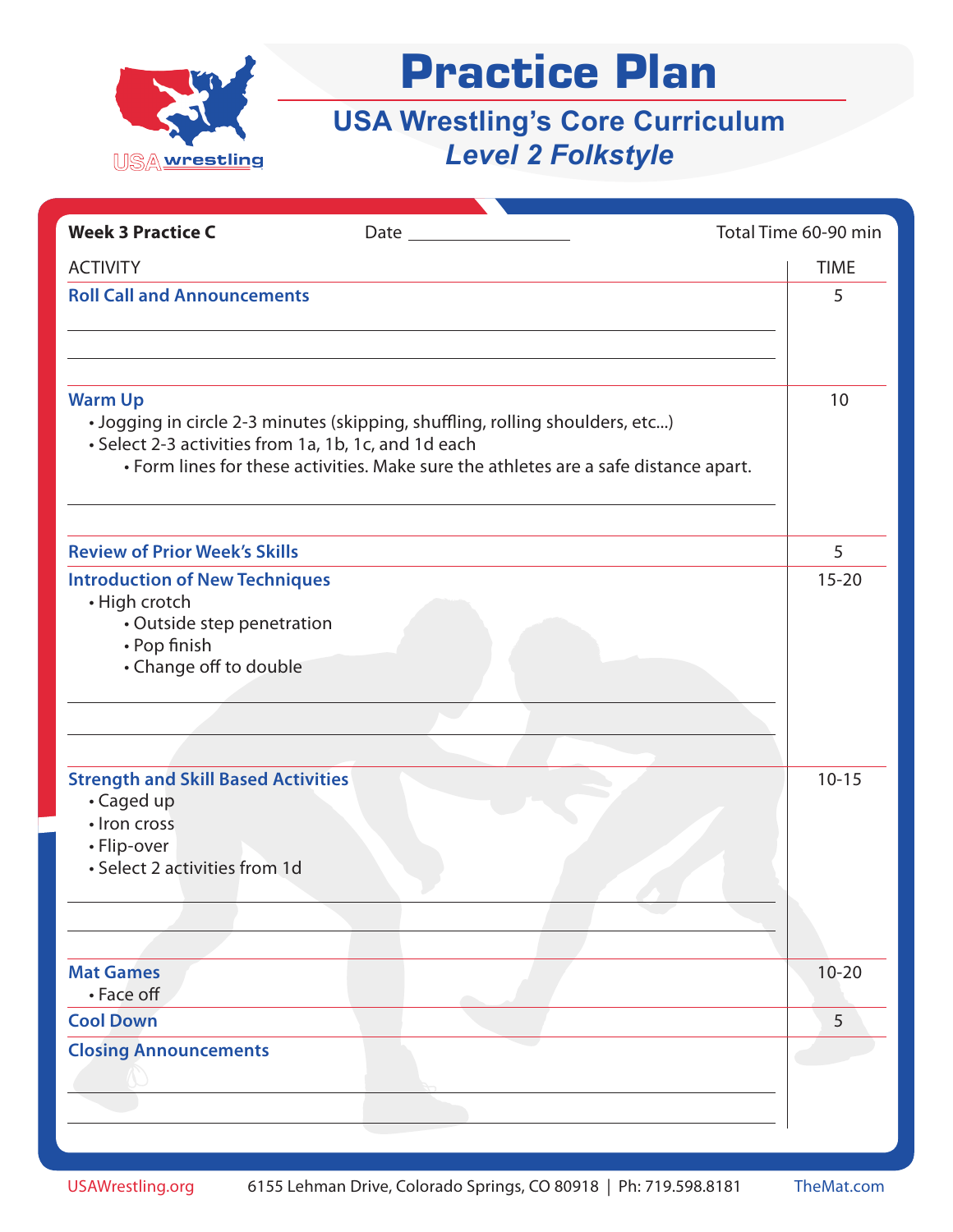# Practice Plan

## USA Wrestling's Core Curriculum

### *Level 2 Folkstyle*

**Week 3 Practice C** | Date ________________ | Total Time 60-90 min

| ACTIVITY | TIME |
|---|---|
| **Roll Call and Announcements** | 5 |
| **Warm Up**<br>• Jogging in circle 2-3 minutes (skipping, shuffling, rolling shoulders, etc...)<br>• Select 2-3 activities from 1a, 1b, 1c, and 1d each<br>&nbsp;&nbsp;&nbsp;&nbsp;• Form lines for these activities. Make sure the athletes are a safe distance apart. | 10 |
| **Review of Prior Week's Skills** | 5 |
| **Introduction of New Techniques**<br>• High crotch<br>&nbsp;&nbsp;&nbsp;&nbsp;• Outside step penetration<br>&nbsp;&nbsp;&nbsp;&nbsp;• Pop finish<br>&nbsp;&nbsp;&nbsp;&nbsp;• Change off to double | 15-20 |
| **Strength and Skill Based Activities**<br>• Caged up<br>• Iron cross<br>• Flip-over<br>• Select 2 activities from 1d | 10-15 |
| **Mat Games**<br>• Face off | 10-20 |
| **Cool Down** | 5 |
| **Closing Announcements** | |

USAWrestling.org | 6155 Lehman Drive, Colorado Springs, CO 80918 | Ph: 719.598.8181 | TheMat.com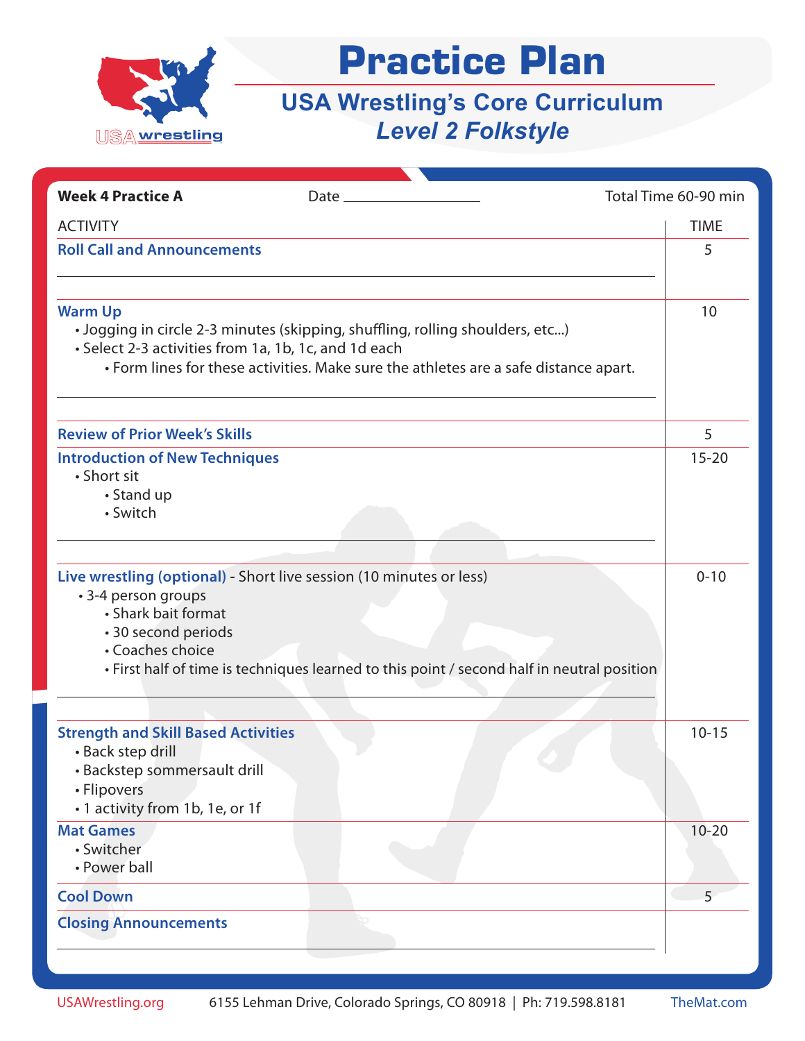# Practice Plan

## USA Wrestling's Core Curriculum

### *Level 2 Folkstyle*

**Week 4 Practice A** Date ________________ Total Time 60-90 min

| ACTIVITY | TIME |
|---|---|
| **Roll Call and Announcements** | 5 |
| **Warm Up**<br>• Jogging in circle 2-3 minutes (skipping, shuffling, rolling shoulders, etc...)<br>• Select 2-3 activities from 1a, 1b, 1c, and 1d each<br>  • Form lines for these activities. Make sure the athletes are a safe distance apart. | 10 |
| **Review of Prior Week's Skills** | 5 |
| **Introduction of New Techniques**<br>• Short sit<br>  • Stand up<br>  • Switch | 15-20 |
| **Live wrestling (optional)** - Short live session (10 minutes or less)<br>• 3-4 person groups<br>  • Shark bait format<br>  • 30 second periods<br>  • Coaches choice<br>  • First half of time is techniques learned to this point / second half in neutral position | 0-10 |
| **Strength and Skill Based Activities**<br>• Back step drill<br>• Backstep sommersault drill<br>• Flipovers<br>• 1 activity from 1b, 1e, or 1f | 10-15 |
| **Mat Games**<br>• Switcher<br>• Power ball | 10-20 |
| **Cool Down** | 5 |
| **Closing Announcements** | |

USAWrestling.org 6155 Lehman Drive, Colorado Springs, CO 80918 | Ph: 719.598.8181 TheMat.com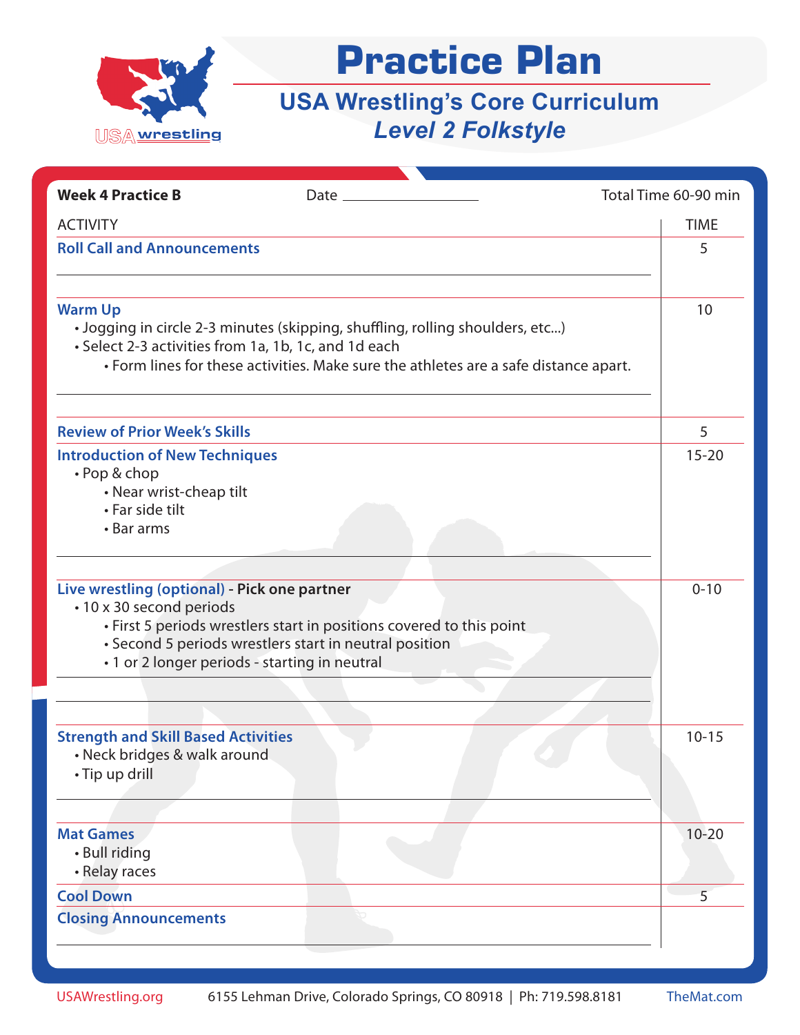# Practice Plan

## USA Wrestling's Core Curriculum

### *Level 2 Folkstyle*

**Week 4 Practice B** Date ________________ Total Time 60-90 min

| ACTIVITY | TIME |
| --- | --- |
| **Roll Call and Announcements** | 5 |
| **Warm Up**<br>• Jogging in circle 2-3 minutes (skipping, shuffling, rolling shoulders, etc...)<br>• Select 2-3 activities from 1a, 1b, 1c, and 1d each<br>&nbsp;&nbsp;&nbsp;&nbsp;• Form lines for these activities. Make sure the athletes are a safe distance apart. | 10 |
| **Review of Prior Week's Skills** | 5 |
| **Introduction of New Techniques**<br>• Pop & chop<br>&nbsp;&nbsp;&nbsp;&nbsp;• Near wrist-cheap tilt<br>&nbsp;&nbsp;&nbsp;&nbsp;• Far side tilt<br>&nbsp;&nbsp;&nbsp;&nbsp;• Bar arms | 15-20 |
| **Live wrestling (optional) - Pick one partner**<br>• 10 x 30 second periods<br>&nbsp;&nbsp;&nbsp;&nbsp;• First 5 periods wrestlers start in positions covered to this point<br>&nbsp;&nbsp;&nbsp;&nbsp;• Second 5 periods wrestlers start in neutral position<br>&nbsp;&nbsp;&nbsp;&nbsp;• 1 or 2 longer periods - starting in neutral | 0-10 |
| **Strength and Skill Based Activities**<br>• Neck bridges & walk around<br>• Tip up drill | 10-15 |
| **Mat Games**<br>• Bull riding<br>• Relay races | 10-20 |
| **Cool Down** | 5 |
| **Closing Announcements** | |

USAWrestling.org 6155 Lehman Drive, Colorado Springs, CO 80918 | Ph: 719.598.8181 TheMat.com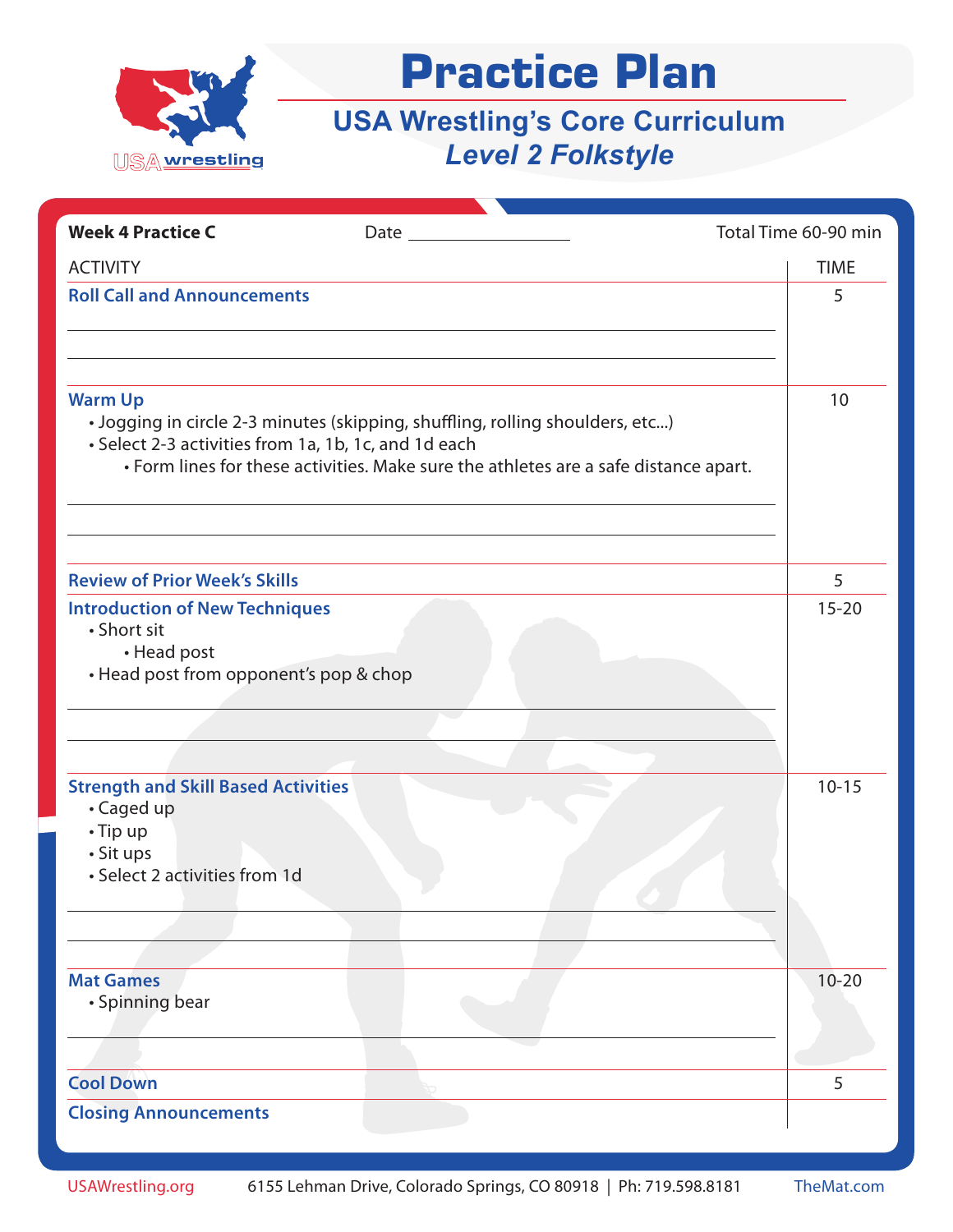# Practice Plan

## USA Wrestling's Core Curriculum

## *Level 2 Folkstyle*

**Week 4 Practice C** Date ________________ Total Time 60-90 min

| ACTIVITY | TIME |
|---|---|
| **Roll Call and Announcements** | 5 |
| **Warm Up**<br>• Jogging in circle 2-3 minutes (skipping, shuffling, rolling shoulders, etc...)<br>• Select 2-3 activities from 1a, 1b, 1c, and 1d each<br>  • Form lines for these activities. Make sure the athletes are a safe distance apart. | 10 |
| **Review of Prior Week's Skills** | 5 |
| **Introduction of New Techniques**<br>• Short sit<br>  • Head post<br>• Head post from opponent's pop & chop | 15-20 |
| **Strength and Skill Based Activities**<br>• Caged up<br>• Tip up<br>• Sit ups<br>• Select 2 activities from 1d | 10-15 |
| **Mat Games**<br>• Spinning bear | 10-20 |
| **Cool Down** | 5 |
| **Closing Announcements** | |

USAWrestling.org 6155 Lehman Drive, Colorado Springs, CO 80918 | Ph: 719.598.8181 TheMat.com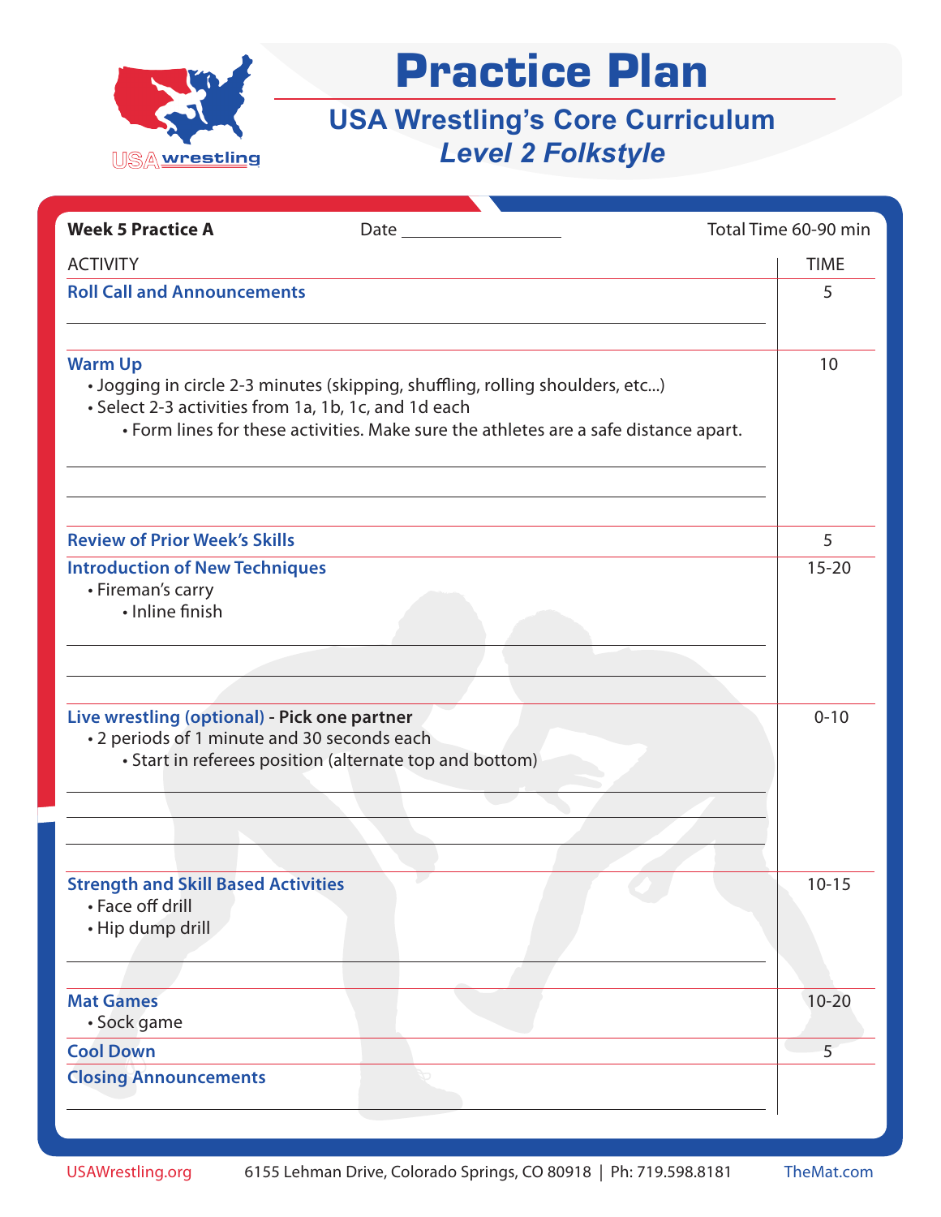# Practice Plan

## USA Wrestling's Core Curriculum

### *Level 2 Folkstyle*

**Week 5 Practice A** Date __________________ Total Time 60-90 min

| ACTIVITY | TIME |
|---|---|
| **Roll Call and Announcements** | 5 |
| **Warm Up**<br>• Jogging in circle 2-3 minutes (skipping, shuffling, rolling shoulders, etc...)<br>• Select 2-3 activities from 1a, 1b, 1c, and 1d each<br>&nbsp;&nbsp;&nbsp;&nbsp;• Form lines for these activities. Make sure the athletes are a safe distance apart. | 10 |
| **Review of Prior Week's Skills** | 5 |
| **Introduction of New Techniques**<br>• Fireman's carry<br>&nbsp;&nbsp;&nbsp;&nbsp;• Inline finish | 15-20 |
| **Live wrestling (optional)** - **Pick one partner**<br>• 2 periods of 1 minute and 30 seconds each<br>&nbsp;&nbsp;&nbsp;&nbsp;• Start in referees position (alternate top and bottom) | 0-10 |
| **Strength and Skill Based Activities**<br>• Face off drill<br>• Hip dump drill | 10-15 |
| **Mat Games**<br>• Sock game | 10-20 |
| **Cool Down** | 5 |
| **Closing Announcements** | |

USAWrestling.org 6155 Lehman Drive, Colorado Springs, CO 80918 | Ph: 719.598.8181 TheMat.com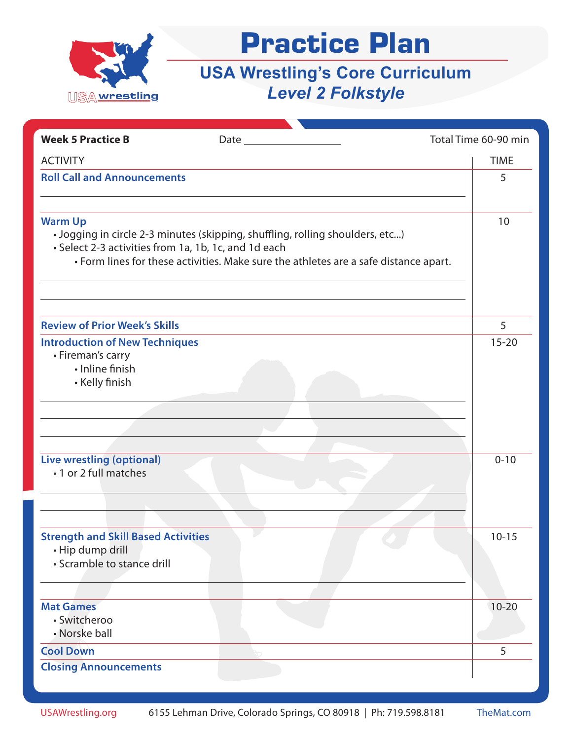# Practice Plan

## USA Wrestling's Core Curriculum

### *Level 2 Folkstyle*

**Week 5 Practice B** Date ___________ Total Time 60-90 min

| ACTIVITY | TIME |
|---|---|
| **Roll Call and Announcements** | 5 |
| **Warm Up**<br>• Jogging in circle 2-3 minutes (skipping, shuffling, rolling shoulders, etc...)<br>• Select 2-3 activities from 1a, 1b, 1c, and 1d each<br>  • Form lines for these activities. Make sure the athletes are a safe distance apart. | 10 |
| **Review of Prior Week's Skills** | 5 |
| **Introduction of New Techniques**<br>• Fireman's carry<br>  • Inline finish<br>  • Kelly finish | 15-20 |
| **Live wrestling (optional)**<br>• 1 or 2 full matches | 0-10 |
| **Strength and Skill Based Activities**<br>• Hip dump drill<br>• Scramble to stance drill | 10-15 |
| **Mat Games**<br>• Switcheroo<br>• Norske ball | 10-20 |
| **Cool Down** | 5 |
| **Closing Announcements** | |

USAWrestling.org 6155 Lehman Drive, Colorado Springs, CO 80918 | Ph: 719.598.8181 TheMat.com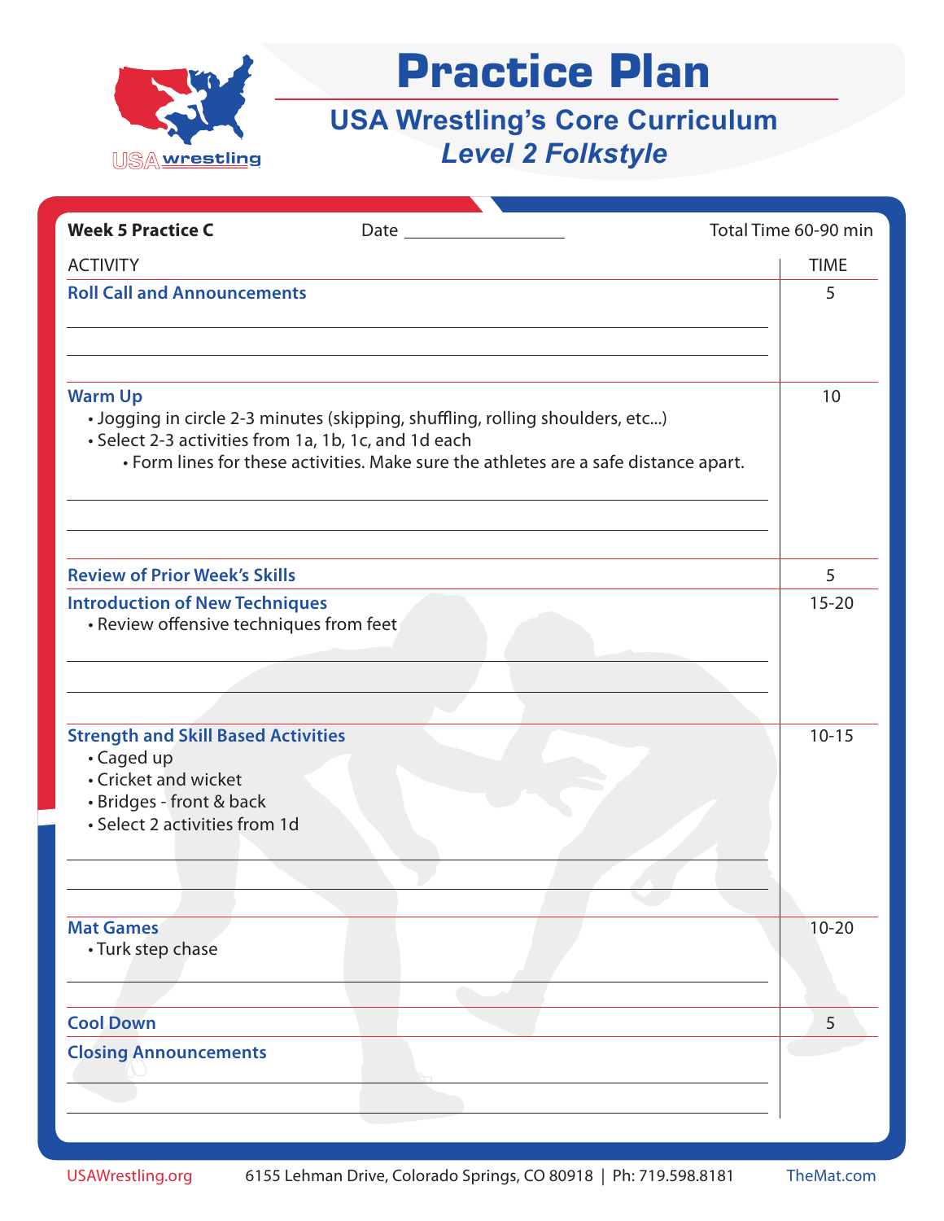# Practice Plan

## USA Wrestling's Core Curriculum
### *Level 2 Folkstyle*

**Week 5 Practice C** Date __________________ Total Time 60-90 min

| ACTIVITY | TIME |
|---|---|
| **Roll Call and Announcements** | 5 |
| **Warm Up**<br>• Jogging in circle 2-3 minutes (skipping, shuffling, rolling shoulders, etc...)<br>• Select 2-3 activities from 1a, 1b, 1c, and 1d each<br>• Form lines for these activities. Make sure the athletes are a safe distance apart. | 10 |
| **Review of Prior Week's Skills** | 5 |
| **Introduction of New Techniques**<br>• Review offensive techniques from feet | 15-20 |
| **Strength and Skill Based Activities**<br>• Caged up<br>• Cricket and wicket<br>• Bridges - front & back<br>• Select 2 activities from 1d | 10-15 |
| **Mat Games**<br>• Turk step chase | 10-20 |
| **Cool Down** | 5 |
| **Closing Announcements** | |

USAWrestling.org 6155 Lehman Drive, Colorado Springs, CO 80918 | Ph: 719.598.8181 TheMat.com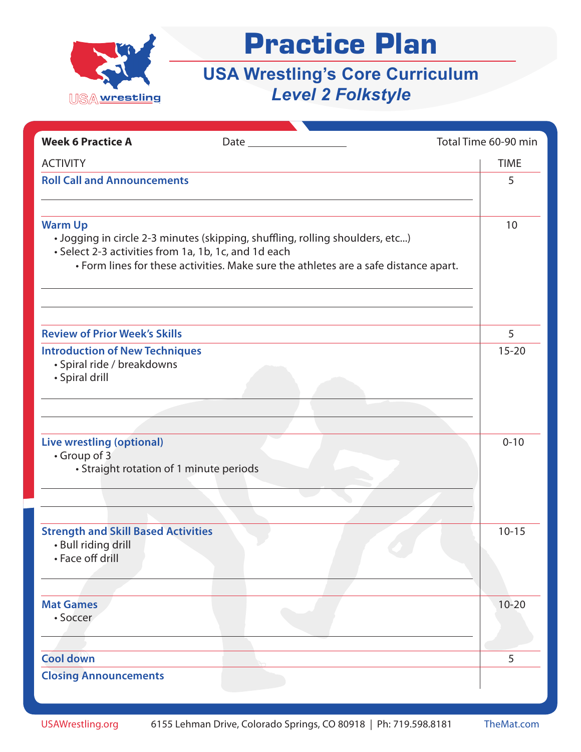# Practice Plan

## USA Wrestling's Core Curriculum

### *Level 2 Folkstyle*

**Week 6 Practice A** Date ________________ Total Time 60-90 min

| ACTIVITY | TIME |
|---|---|
| **Roll Call and Announcements** | 5 |
| **Warm Up**<br>• Jogging in circle 2-3 minutes (skipping, shuffling, rolling shoulders, etc...)<br>• Select 2-3 activities from 1a, 1b, 1c, and 1d each<br>    • Form lines for these activities. Make sure the athletes are a safe distance apart. | 10 |
| **Review of Prior Week's Skills** | 5 |
| **Introduction of New Techniques**<br>• Spiral ride / breakdowns<br>• Spiral drill | 15-20 |
| **Live wrestling (optional)**<br>• Group of 3<br>    • Straight rotation of 1 minute periods | 0-10 |
| **Strength and Skill Based Activities**<br>• Bull riding drill<br>• Face off drill | 10-15 |
| **Mat Games**<br>• Soccer | 10-20 |
| **Cool down** | 5 |
| **Closing Announcements** | |

USAWrestling.org 6155 Lehman Drive, Colorado Springs, CO 80918 | Ph: 719.598.8181 TheMat.com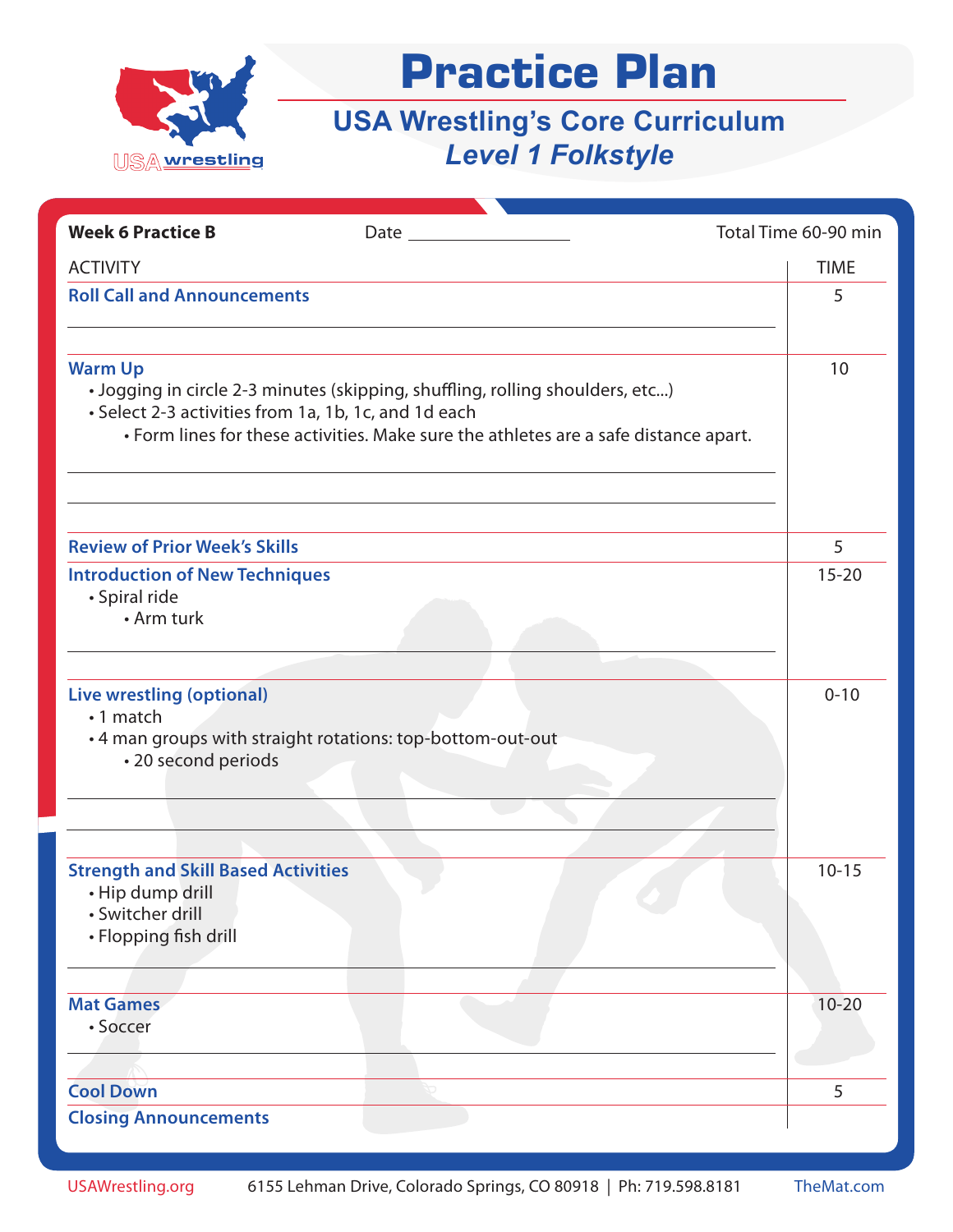# Practice Plan

## USA Wrestling's Core Curriculum
### *Level 1 Folkstyle*

**Week 6 Practice B** Date ________________ Total Time 60-90 min

| ACTIVITY | TIME |
|---|---|
| **Roll Call and Announcements** | 5 |
| **Warm Up**<br>• Jogging in circle 2-3 minutes (skipping, shuffling, rolling shoulders, etc...)<br>• Select 2-3 activities from 1a, 1b, 1c, and 1d each<br>  • Form lines for these activities. Make sure the athletes are a safe distance apart. | 10 |
| **Review of Prior Week's Skills** | 5 |
| **Introduction of New Techniques**<br>• Spiral ride<br>  • Arm turk | 15-20 |
| **Live wrestling (optional)**<br>• 1 match<br>• 4 man groups with straight rotations: top-bottom-out-out<br>  • 20 second periods | 0-10 |
| **Strength and Skill Based Activities**<br>• Hip dump drill<br>• Switcher drill<br>• Flopping fish drill | 10-15 |
| **Mat Games**<br>• Soccer | 10-20 |
| **Cool Down** | 5 |
| **Closing Announcements** | |

USAWrestling.org 6155 Lehman Drive, Colorado Springs, CO 80918 | Ph: 719.598.8181 TheMat.com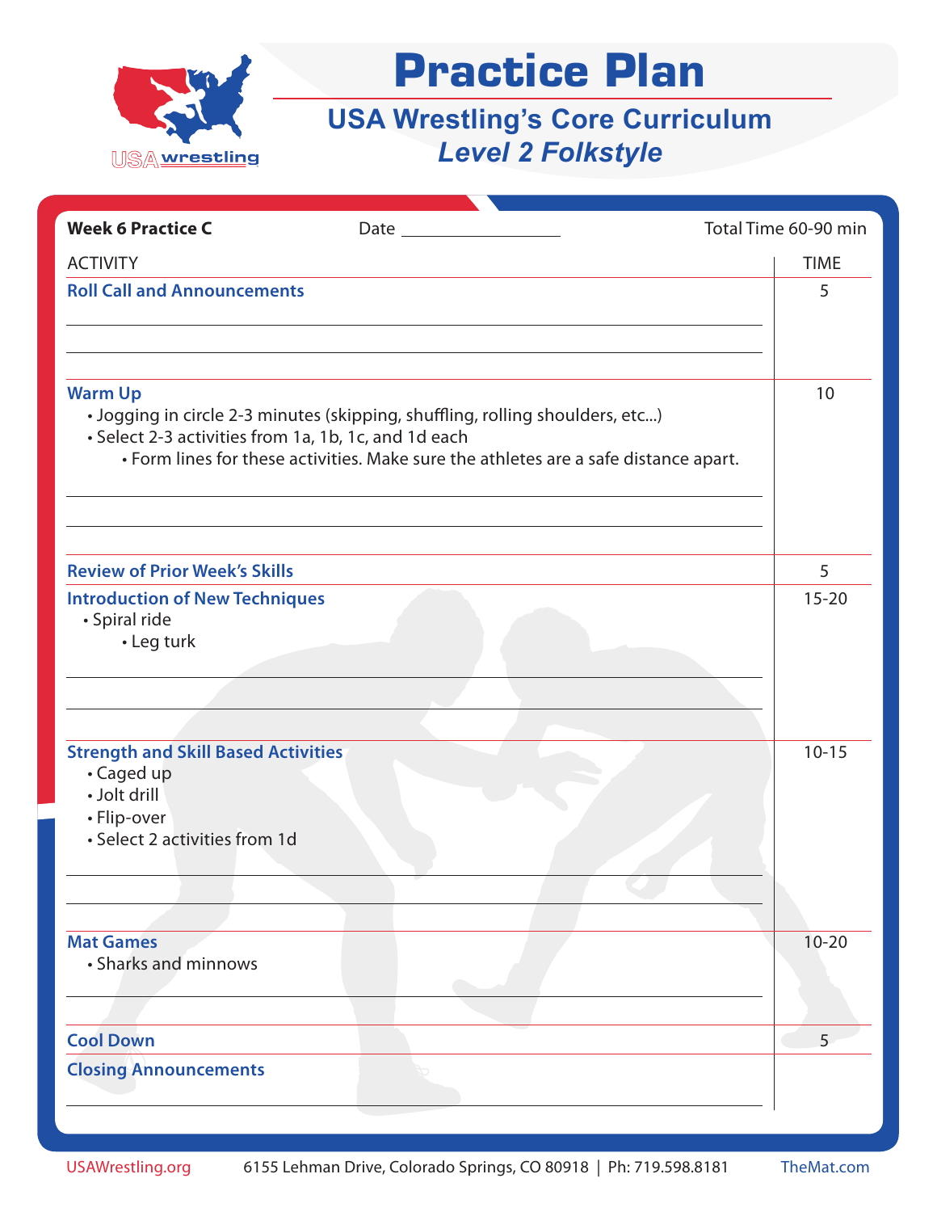# Practice Plan

## USA Wrestling's Core Curriculum

### *Level 2 Folkstyle*

**Week 6 Practice C** Date ________________ Total Time 60-90 min

| ACTIVITY | TIME |
|---|---|
| **Roll Call and Announcements** | 5 |
| **Warm Up**<br>• Jogging in circle 2-3 minutes (skipping, shuffling, rolling shoulders, etc...)<br>• Select 2-3 activities from 1a, 1b, 1c, and 1d each<br>  • Form lines for these activities. Make sure the athletes are a safe distance apart. | 10 |
| **Review of Prior Week's Skills** | 5 |
| **Introduction of New Techniques**<br>• Spiral ride<br>  • Leg turk | 15-20 |
| **Strength and Skill Based Activities**<br>• Caged up<br>• Jolt drill<br>• Flip-over<br>• Select 2 activities from 1d | 10-15 |
| **Mat Games**<br>• Sharks and minnows | 10-20 |
| **Cool Down** | 5 |
| **Closing Announcements** | |

USAWrestling.org 6155 Lehman Drive, Colorado Springs, CO 80918 | Ph: 719.598.8181 TheMat.com